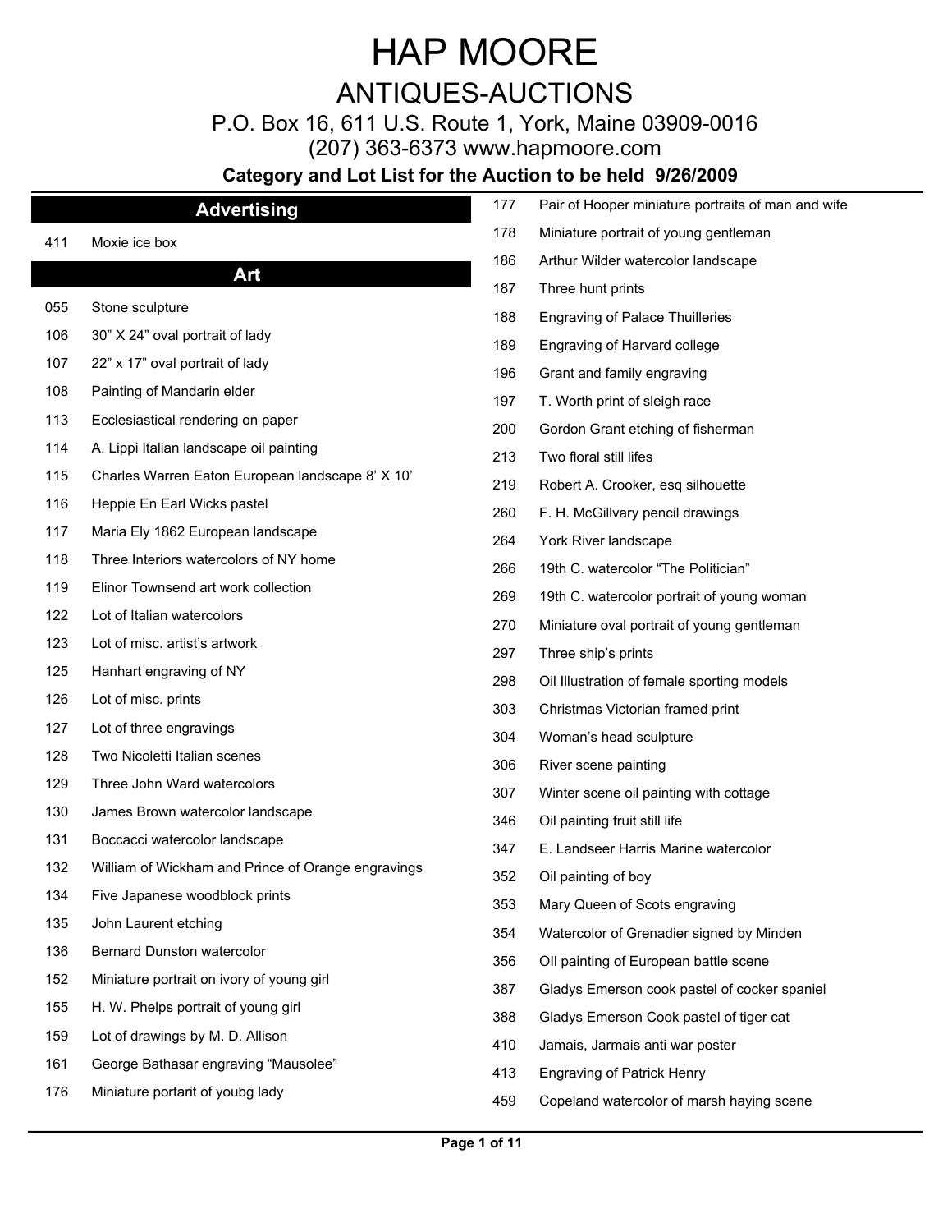# HAP MOORE

## ANTIQUES-AUCTIONS

P.O. Box 16, 611 U.S. Route 1, York, Maine 03909-0016

(207) 363-6373 www.hapmoore.com

**Category and Lot List for the Auction to be held 9/26/2009**

### Advertising

| | |
|---|---|
| 411 | Moxie ice box |

### Art

| | |
|---|---|
| 055 | Stone sculpture |
| 106 | 30" X 24" oval portrait of lady |
| 107 | 22" x 17" oval portrait of lady |
| 108 | Painting of Mandarin elder |
| 113 | Ecclesiastical rendering on paper |
| 114 | A. Lippi Italian landscape oil painting |
| 115 | Charles Warren Eaton European landscape 8' X 10' |
| 116 | Heppie En Earl Wicks pastel |
| 117 | Maria Ely 1862 European landscape |
| 118 | Three Interiors watercolors of NY home |
| 119 | Elinor Townsend art work collection |
| 122 | Lot of Italian watercolors |
| 123 | Lot of misc. artist's artwork |
| 125 | Hanhart engraving of NY |
| 126 | Lot of misc. prints |
| 127 | Lot of three engravings |
| 128 | Two Nicoletti Italian scenes |
| 129 | Three John Ward watercolors |
| 130 | James Brown watercolor landscape |
| 131 | Boccacci watercolor landscape |
| 132 | William of Wickham and Prince of Orange engravings |
| 134 | Five Japanese woodblock prints |
| 135 | John Laurent etching |
| 136 | Bernard Dunston watercolor |
| 152 | Miniature portrait on ivory of young girl |
| 155 | H. W. Phelps portrait of young girl |
| 159 | Lot of drawings by M. D. Allison |
| 161 | George Bathasar engraving "Mausolee" |
| 176 | Miniature portarit of youbg lady |
| 177 | Pair of Hooper miniature portraits of man and wife |
| 178 | Miniature portrait of young gentleman |
| 186 | Arthur Wilder watercolor landscape |
| 187 | Three hunt prints |
| 188 | Engraving of Palace Thuilleries |
| 189 | Engraving of Harvard college |
| 196 | Grant and family engraving |
| 197 | T. Worth print of sleigh race |
| 200 | Gordon Grant etching of fisherman |
| 213 | Two floral still lifes |
| 219 | Robert A. Crooker, esq silhouette |
| 260 | F. H. McGillvary pencil drawings |
| 264 | York River landscape |
| 266 | 19th C. watercolor "The Politician" |
| 269 | 19th C. watercolor portrait of young woman |
| 270 | Miniature oval portrait of young gentleman |
| 297 | Three ship's prints |
| 298 | Oil Illustration of female sporting models |
| 303 | Christmas Victorian framed print |
| 304 | Woman's head sculpture |
| 306 | River scene painting |
| 307 | Winter scene oil painting with cottage |
| 346 | Oil painting fruit still life |
| 347 | E. Landseer Harris Marine watercolor |
| 352 | Oil painting of boy |
| 353 | Mary Queen of Scots engraving |
| 354 | Watercolor of Grenadier signed by Minden |
| 356 | OIl painting of European battle scene |
| 387 | Gladys Emerson cook pastel of cocker spaniel |
| 388 | Gladys Emerson Cook pastel of tiger cat |
| 410 | Jamais, Jarmais anti war poster |
| 413 | Engraving of Patrick Henry |
| 459 | Copeland watercolor of marsh haying scene |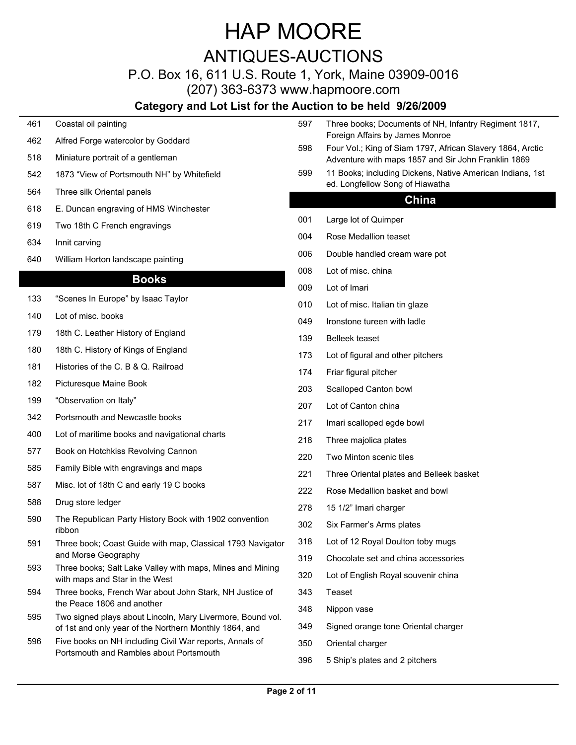# HAP MOORE

## ANTIQUES-AUCTIONS

P.O. Box 16, 611 U.S. Route 1, York, Maine 03909-0016

(207) 363-6373 www.hapmoore.com

**Category and Lot List for the Auction to be held 9/26/2009**

461 Coastal oil painting

462 Alfred Forge watercolor by Goddard

518 Miniature portrait of a gentleman

542 1873 "View of Portsmouth NH" by Whitefield

564 Three silk Oriental panels

618 E. Duncan engraving of HMS Winchester

619 Two 18th C French engravings

634 Innit carving

640 William Horton landscape painting

## Books

133 "Scenes In Europe" by Isaac Taylor

140 Lot of misc. books

179 18th C. Leather History of England

180 18th C. History of Kings of England

181 Histories of the C. B & Q. Railroad

182 Picturesque Maine Book

199 "Observation on Italy"

342 Portsmouth and Newcastle books

400 Lot of maritime books and navigational charts

577 Book on Hotchkiss Revolving Cannon

585 Family Bible with engravings and maps

587 Misc. lot of 18th C and early 19 C books

588 Drug store ledger

590 The Republican Party History Book with 1902 convention ribbon

591 Three book; Coast Guide with map, Classical 1793 Navigator and Morse Geography

593 Three books; Salt Lake Valley with maps, Mines and Mining with maps and Star in the West

594 Three books, French War about John Stark, NH Justice of the Peace 1806 and another

595 Two signed plays about Lincoln, Mary Livermore, Bound vol. of 1st and only year of the Northern Monthly 1864, and

596 Five books on NH including Civil War reports, Annals of Portsmouth and Rambles about Portsmouth

597 Three books; Documents of NH, Infantry Regiment 1817, Foreign Affairs by James Monroe

598 Four Vol.; King of Siam 1797, African Slavery 1864, Arctic Adventure with maps 1857 and Sir John Franklin 1869

599 11 Books; including Dickens, Native American Indians, 1st ed. Longfellow Song of Hiawatha

## China

001 Large lot of Quimper

004 Rose Medallion teaset

006 Double handled cream ware pot

008 Lot of misc. china

009 Lot of Imari

010 Lot of misc. Italian tin glaze

049 Ironstone tureen with ladle

139 Belleek teaset

173 Lot of figural and other pitchers

174 Friar figural pitcher

203 Scalloped Canton bowl

207 Lot of Canton china

217 Imari scalloped egde bowl

218 Three majolica plates

220 Two Minton scenic tiles

221 Three Oriental plates and Belleek basket

222 Rose Medallion basket and bowl

278 15 1/2" Imari charger

302 Six Farmer's Arms plates

318 Lot of 12 Royal Doulton toby mugs

319 Chocolate set and china accessories

320 Lot of English Royal souvenir china

343 Teaset

348 Nippon vase

349 Signed orange tone Oriental charger

350 Oriental charger

396 5 Ship's plates and 2 pitchers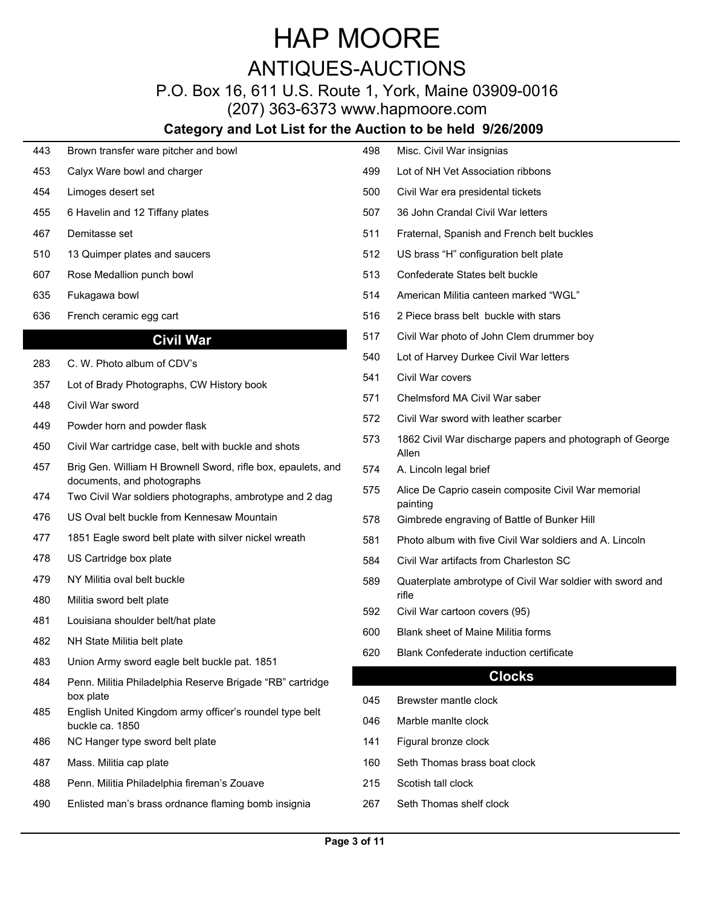# HAP MOORE

## ANTIQUES-AUCTIONS

P.O. Box 16, 611 U.S. Route 1, York, Maine 03909-0016

(207) 363-6373 www.hapmoore.com

### Category and Lot List for the Auction to be held 9/26/2009

443 Brown transfer ware pitcher and bowl

453 Calyx Ware bowl and charger

454 Limoges desert set

455 6 Havelin and 12 Tiffany plates

467 Demitasse set

510 13 Quimper plates and saucers

607 Rose Medallion punch bowl

635 Fukagawa bowl

636 French ceramic egg cart

## Civil War

283 C. W. Photo album of CDV's

357 Lot of Brady Photographs, CW History book

448 Civil War sword

449 Powder horn and powder flask

450 Civil War cartridge case, belt with buckle and shots

457 Brig Gen. William H Brownell Sword, rifle box, epaulets, and documents, and photographs

474 Two Civil War soldiers photographs, ambrotype and 2 dag

476 US Oval belt buckle from Kennesaw Mountain

477 1851 Eagle sword belt plate with silver nickel wreath

478 US Cartridge box plate

479 NY Militia oval belt buckle

480 Militia sword belt plate

481 Louisiana shoulder belt/hat plate

482 NH State Militia belt plate

483 Union Army sword eagle belt buckle pat. 1851

484 Penn. Militia Philadelphia Reserve Brigade "RB" cartridge box plate

485 English United Kingdom army officer's roundel type belt buckle ca. 1850

486 NC Hanger type sword belt plate

487 Mass. Militia cap plate

488 Penn. Militia Philadelphia fireman's Zouave

490 Enlisted man's brass ordnance flaming bomb insignia

498 Misc. Civil War insignias

499 Lot of NH Vet Association ribbons

500 Civil War era presidental tickets

507 36 John Crandal Civil War letters

511 Fraternal, Spanish and French belt buckles

512 US brass "H" configuration belt plate

513 Confederate States belt buckle

514 American Militia canteen marked "WGL"

516 2 Piece brass belt buckle with stars

517 Civil War photo of John Clem drummer boy

540 Lot of Harvey Durkee Civil War letters

541 Civil War covers

571 Chelmsford MA Civil War saber

572 Civil War sword with leather scarber

573 1862 Civil War discharge papers and photograph of George Allen

574 A. Lincoln legal brief

575 Alice De Caprio casein composite Civil War memorial painting

578 Gimbrede engraving of Battle of Bunker Hill

581 Photo album with five Civil War soldiers and A. Lincoln

584 Civil War artifacts from Charleston SC

589 Quaterplate ambrotype of Civil War soldier with sword and rifle

592 Civil War cartoon covers (95)

600 Blank sheet of Maine Militia forms

620 Blank Confederate induction certificate

## Clocks

045 Brewster mantle clock

046 Marble manlte clock

141 Figural bronze clock

160 Seth Thomas brass boat clock

215 Scotish tall clock

267 Seth Thomas shelf clock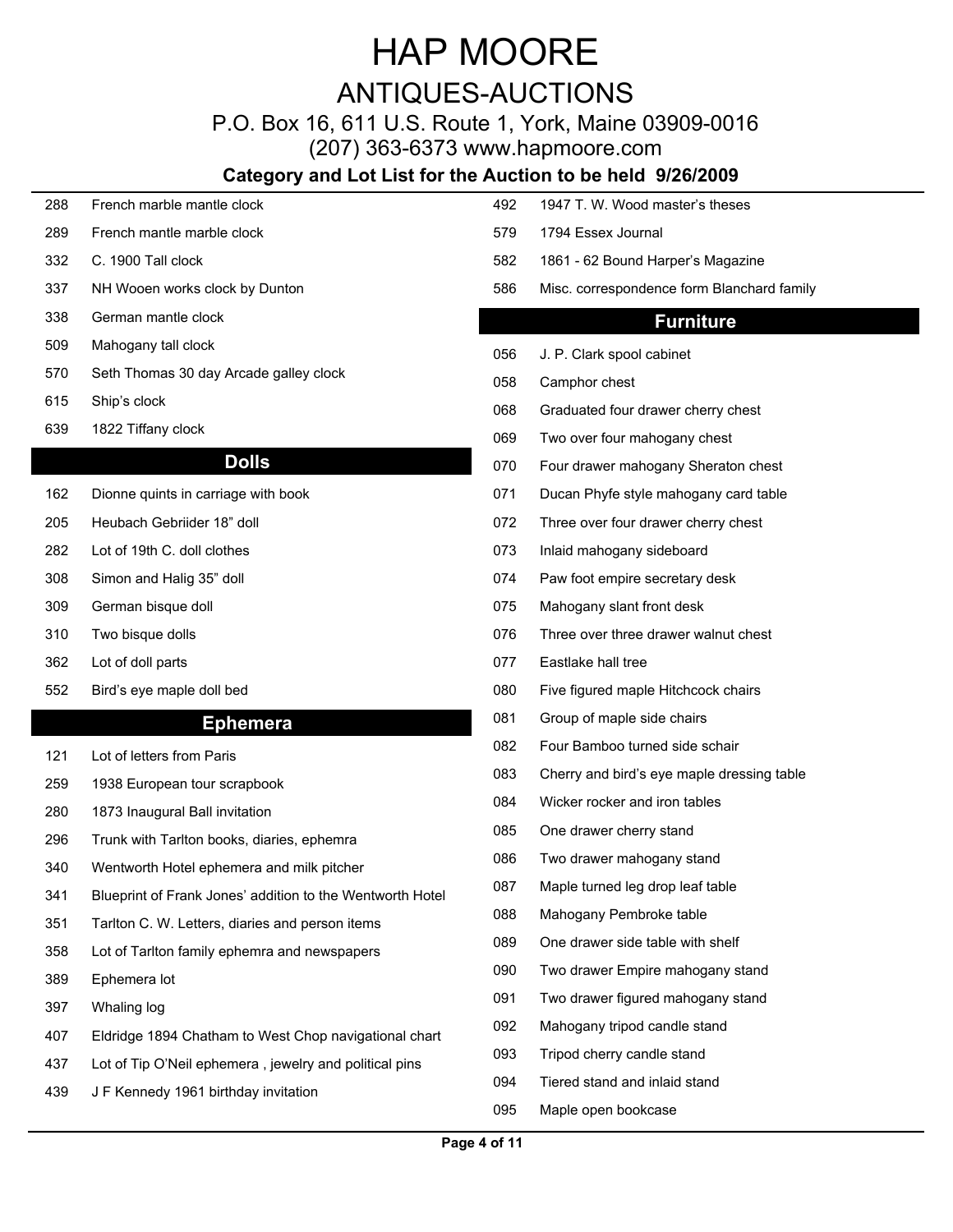# HAP MOORE

## ANTIQUES-AUCTIONS

P.O. Box 16, 611 U.S. Route 1, York, Maine 03909-0016

(207) 363-6373 www.hapmoore.com

**Category and Lot List for the Auction to be held 9/26/2009**

| Lot | Description |
|---|---|
| 288 | French marble mantle clock |
| 289 | French mantle marble clock |
| 332 | C. 1900 Tall clock |
| 337 | NH Wooen works clock by Dunton |
| 338 | German mantle clock |
| 509 | Mahogany tall clock |
| 570 | Seth Thomas 30 day Arcade galley clock |
| 615 | Ship's clock |
| 639 | 1822 Tiffany clock |

## Dolls

| Lot | Description |
|---|---|
| 162 | Dionne quints in carriage with book |
| 205 | Heubach Gebriider 18" doll |
| 282 | Lot of 19th C. doll clothes |
| 308 | Simon and Halig 35" doll |
| 309 | German bisque doll |
| 310 | Two bisque dolls |
| 362 | Lot of doll parts |
| 552 | Bird's eye maple doll bed |

## Ephemera

| Lot | Description |
|---|---|
| 121 | Lot of letters from Paris |
| 259 | 1938 European tour scrapbook |
| 280 | 1873 Inaugural Ball invitation |
| 296 | Trunk with Tarlton books, diaries, ephemra |
| 340 | Wentworth Hotel ephemera and milk pitcher |
| 341 | Blueprint of Frank Jones' addition to the Wentworth Hotel |
| 351 | Tarlton C. W. Letters, diaries and person items |
| 358 | Lot of Tarlton family ephemra and newspapers |
| 389 | Ephemera lot |
| 397 | Whaling log |
| 407 | Eldridge 1894 Chatham to West Chop navigational chart |
| 437 | Lot of Tip O'Neil ephemera , jewelry and political pins |
| 439 | J F Kennedy 1961 birthday invitation |
| 492 | 1947 T. W. Wood master's theses |
| 579 | 1794 Essex Journal |
| 582 | 1861 - 62 Bound Harper's Magazine |
| 586 | Misc. correspondence form Blanchard family |

## Furniture

| Lot | Description |
|---|---|
| 056 | J. P. Clark spool cabinet |
| 058 | Camphor chest |
| 068 | Graduated four drawer cherry chest |
| 069 | Two over four mahogany chest |
| 070 | Four drawer mahogany Sheraton chest |
| 071 | Ducan Phyfe style mahogany card table |
| 072 | Three over four drawer cherry chest |
| 073 | Inlaid mahogany sideboard |
| 074 | Paw foot empire secretary desk |
| 075 | Mahogany slant front desk |
| 076 | Three over three drawer walnut chest |
| 077 | Eastlake hall tree |
| 080 | Five figured maple Hitchcock chairs |
| 081 | Group of maple side chairs |
| 082 | Four Bamboo turned side schair |
| 083 | Cherry and bird's eye maple dressing table |
| 084 | Wicker rocker and iron tables |
| 085 | One drawer cherry stand |
| 086 | Two drawer mahogany stand |
| 087 | Maple turned leg drop leaf table |
| 088 | Mahogany Pembroke table |
| 089 | One drawer side table with shelf |
| 090 | Two drawer Empire mahogany stand |
| 091 | Two drawer figured mahogany stand |
| 092 | Mahogany tripod candle stand |
| 093 | Tripod cherry candle stand |
| 094 | Tiered stand and inlaid stand |
| 095 | Maple open bookcase |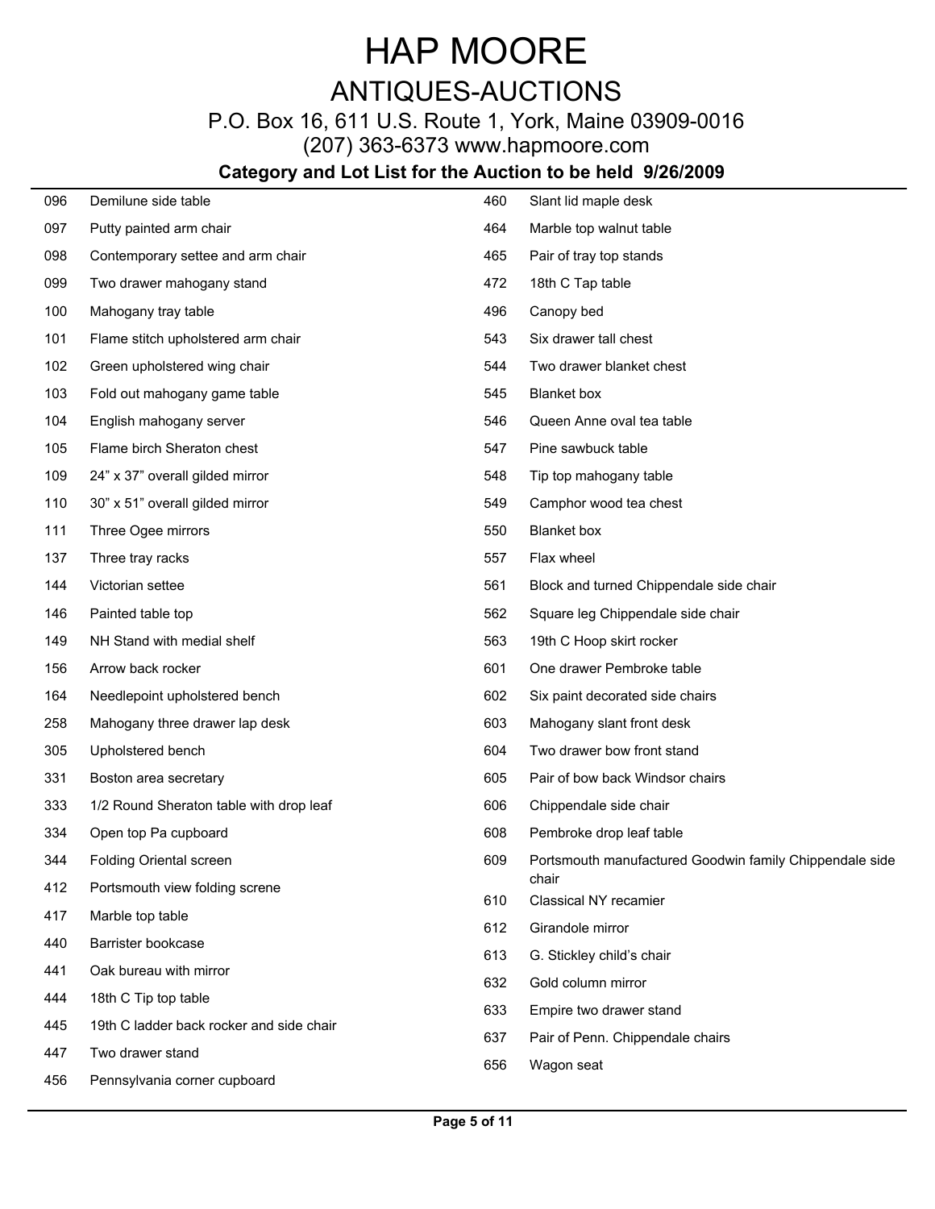# HAP MOORE

## ANTIQUES-AUCTIONS

P.O. Box 16, 611 U.S. Route 1, York, Maine 03909-0016

(207) 363-6373 www.hapmoore.com

### Category and Lot List for the Auction to be held 9/26/2009

| Lot | Description |
|---|---|
| 096 | Demilune side table |
| 097 | Putty painted arm chair |
| 098 | Contemporary settee and arm chair |
| 099 | Two drawer mahogany stand |
| 100 | Mahogany tray table |
| 101 | Flame stitch upholstered arm chair |
| 102 | Green upholstered wing chair |
| 103 | Fold out mahogany game table |
| 104 | English mahogany server |
| 105 | Flame birch Sheraton chest |
| 109 | 24" x 37" overall gilded mirror |
| 110 | 30" x 51" overall gilded mirror |
| 111 | Three Ogee mirrors |
| 137 | Three tray racks |
| 144 | Victorian settee |
| 146 | Painted table top |
| 149 | NH Stand with medial shelf |
| 156 | Arrow back rocker |
| 164 | Needlepoint upholstered bench |
| 258 | Mahogany three drawer lap desk |
| 305 | Upholstered bench |
| 331 | Boston area secretary |
| 333 | 1/2 Round Sheraton table with drop leaf |
| 334 | Open top Pa cupboard |
| 344 | Folding Oriental screen |
| 412 | Portsmouth view folding screne |
| 417 | Marble top table |
| 440 | Barrister bookcase |
| 441 | Oak bureau with mirror |
| 444 | 18th C Tip top table |
| 445 | 19th C ladder back rocker and side chair |
| 447 | Two drawer stand |
| 456 | Pennsylvania corner cupboard |
| 460 | Slant lid maple desk |
| 464 | Marble top walnut table |
| 465 | Pair of tray top stands |
| 472 | 18th C Tap table |
| 496 | Canopy bed |
| 543 | Six drawer tall chest |
| 544 | Two drawer blanket chest |
| 545 | Blanket box |
| 546 | Queen Anne oval tea table |
| 547 | Pine sawbuck table |
| 548 | Tip top mahogany table |
| 549 | Camphor wood tea chest |
| 550 | Blanket box |
| 557 | Flax wheel |
| 561 | Block and turned Chippendale side chair |
| 562 | Square leg Chippendale side chair |
| 563 | 19th C Hoop skirt rocker |
| 601 | One drawer Pembroke table |
| 602 | Six paint decorated side chairs |
| 603 | Mahogany slant front desk |
| 604 | Two drawer bow front stand |
| 605 | Pair of bow back Windsor chairs |
| 606 | Chippendale side chair |
| 608 | Pembroke drop leaf table |
| 609 | Portsmouth manufactured Goodwin family Chippendale side chair |
| 610 | Classical NY recamier |
| 612 | Girandole mirror |
| 613 | G. Stickley child's chair |
| 632 | Gold column mirror |
| 633 | Empire two drawer stand |
| 637 | Pair of Penn. Chippendale chairs |
| 656 | Wagon seat |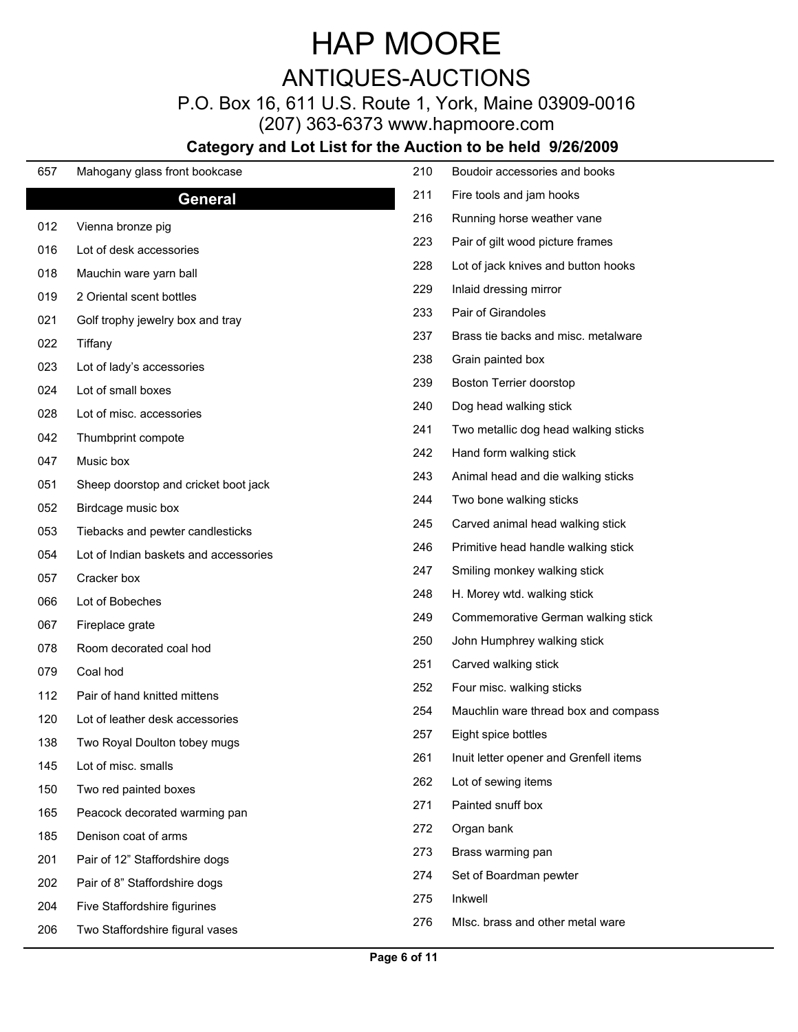# HAP MOORE

## ANTIQUES-AUCTIONS

P.O. Box 16, 611 U.S. Route 1, York, Maine 03909-0016

(207) 363-6373 www.hapmoore.com

**Category and Lot List for the Auction to be held 9/26/2009**

657 Mahogany glass front bookcase

## General

012 Vienna bronze pig

016 Lot of desk accessories

018 Mauchin ware yarn ball

019 2 Oriental scent bottles

021 Golf trophy jewelry box and tray

022 Tiffany

023 Lot of lady's accessories

024 Lot of small boxes

028 Lot of misc. accessories

042 Thumbprint compote

047 Music box

051 Sheep doorstop and cricket boot jack

052 Birdcage music box

053 Tiebacks and pewter candlesticks

054 Lot of Indian baskets and accessories

057 Cracker box

066 Lot of Bobeches

067 Fireplace grate

078 Room decorated coal hod

079 Coal hod

112 Pair of hand knitted mittens

120 Lot of leather desk accessories

138 Two Royal Doulton tobey mugs

145 Lot of misc. smalls

150 Two red painted boxes

165 Peacock decorated warming pan

185 Denison coat of arms

201 Pair of 12" Staffordshire dogs

202 Pair of 8" Staffordshire dogs

204 Five Staffordshire figurines

206 Two Staffordshire figural vases

210 Boudoir accessories and books

211 Fire tools and jam hooks

216 Running horse weather vane

223 Pair of gilt wood picture frames

228 Lot of jack knives and button hooks

229 Inlaid dressing mirror

233 Pair of Girandoles

237 Brass tie backs and misc. metalware

238 Grain painted box

239 Boston Terrier doorstop

240 Dog head walking stick

241 Two metallic dog head walking sticks

242 Hand form walking stick

243 Animal head and die walking sticks

244 Two bone walking sticks

245 Carved animal head walking stick

246 Primitive head handle walking stick

247 Smiling monkey walking stick

248 H. Morey wtd. walking stick

249 Commemorative German walking stick

250 John Humphrey walking stick

251 Carved walking stick

252 Four misc. walking sticks

254 Mauchlin ware thread box and compass

257 Eight spice bottles

261 Inuit letter opener and Grenfell items

262 Lot of sewing items

271 Painted snuff box

272 Organ bank

273 Brass warming pan

274 Set of Boardman pewter

275 Inkwell

276 MIsc. brass and other metal ware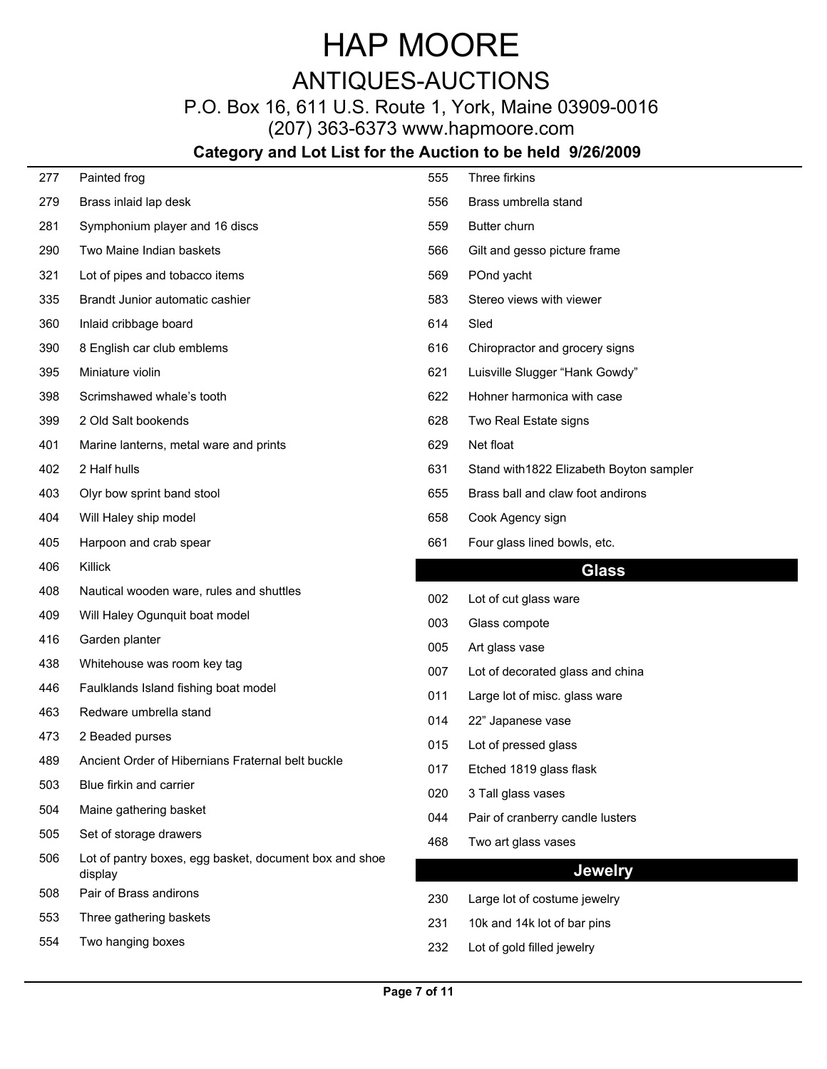# HAP MOORE

## ANTIQUES-AUCTIONS

P.O. Box 16, 611 U.S. Route 1, York, Maine 03909-0016

(207) 363-6373 www.hapmoore.com

**Category and Lot List for the Auction to be held 9/26/2009**

| | |
|---|---|
| 277 | Painted frog |
| 279 | Brass inlaid lap desk |
| 281 | Symphonium player and 16 discs |
| 290 | Two Maine Indian baskets |
| 321 | Lot of pipes and tobacco items |
| 335 | Brandt Junior automatic cashier |
| 360 | Inlaid cribbage board |
| 390 | 8 English car club emblems |
| 395 | Miniature violin |
| 398 | Scrimshawed whale's tooth |
| 399 | 2 Old Salt bookends |
| 401 | Marine lanterns, metal ware and prints |
| 402 | 2 Half hulls |
| 403 | Olyr bow sprint band stool |
| 404 | Will Haley ship model |
| 405 | Harpoon and crab spear |
| 406 | Killick |
| 408 | Nautical wooden ware, rules and shuttles |
| 409 | Will Haley Ogunquit boat model |
| 416 | Garden planter |
| 438 | Whitehouse was room key tag |
| 446 | Faulklands Island fishing boat model |
| 463 | Redware umbrella stand |
| 473 | 2 Beaded purses |
| 489 | Ancient Order of Hibernians Fraternal belt buckle |
| 503 | Blue firkin and carrier |
| 504 | Maine gathering basket |
| 505 | Set of storage drawers |
| 506 | Lot of pantry boxes, egg basket, document box and shoe display |
| 508 | Pair of Brass andirons |
| 553 | Three gathering baskets |
| 554 | Two hanging boxes |
| 555 | Three firkins |
| 556 | Brass umbrella stand |
| 559 | Butter churn |
| 566 | Gilt and gesso picture frame |
| 569 | POnd yacht |
| 583 | Stereo views with viewer |
| 614 | Sled |
| 616 | Chiropractor and grocery signs |
| 621 | Luisville Slugger "Hank Gowdy" |
| 622 | Hohner harmonica with case |
| 628 | Two Real Estate signs |
| 629 | Net float |
| 631 | Stand with1822 Elizabeth Boyton sampler |
| 655 | Brass ball and claw foot andirons |
| 658 | Cook Agency sign |
| 661 | Four glass lined bowls, etc. |

## Glass

| | |
|---|---|
| 002 | Lot of cut glass ware |
| 003 | Glass compote |
| 005 | Art glass vase |
| 007 | Lot of decorated glass and china |
| 011 | Large lot of misc. glass ware |
| 014 | 22" Japanese vase |
| 015 | Lot of pressed glass |
| 017 | Etched 1819 glass flask |
| 020 | 3 Tall glass vases |
| 044 | Pair of cranberry candle lusters |
| 468 | Two art glass vases |

## Jewelry

| | |
|---|---|
| 230 | Large lot of costume jewelry |
| 231 | 10k and 14k lot of bar pins |
| 232 | Lot of gold filled jewelry |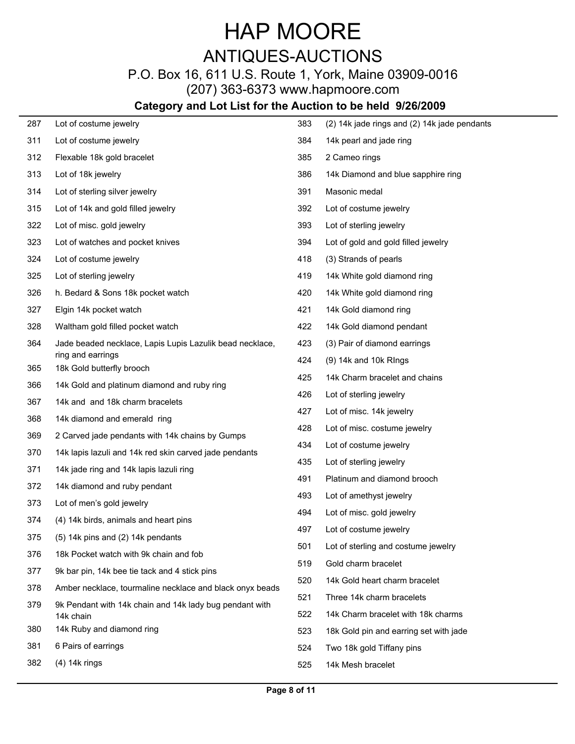# HAP MOORE

## ANTIQUES-AUCTIONS

P.O. Box 16, 611 U.S. Route 1, York, Maine 03909-0016

(207) 363-6373 www.hapmoore.com

**Category and Lot List for the Auction to be held 9/26/2009**

| Lot | Description |
|---|---|
| 287 | Lot of costume jewelry |
| 311 | Lot of costume jewelry |
| 312 | Flexable 18k gold bracelet |
| 313 | Lot of 18k jewelry |
| 314 | Lot of sterling silver jewelry |
| 315 | Lot of 14k and gold filled jewelry |
| 322 | Lot of misc. gold jewelry |
| 323 | Lot of watches and pocket knives |
| 324 | Lot of costume jewelry |
| 325 | Lot of sterling jewelry |
| 326 | h. Bedard & Sons 18k pocket watch |
| 327 | Elgin 14k pocket watch |
| 328 | Waltham gold filled pocket watch |
| 364 | Jade beaded necklace, Lapis Lupis Lazulik bead necklace, ring and earrings |
| 365 | 18k Gold butterfly brooch |
| 366 | 14k Gold and platinum diamond and ruby ring |
| 367 | 14k and and 18k charm bracelets |
| 368 | 14k diamond and emerald ring |
| 369 | 2 Carved jade pendants with 14k chains by Gumps |
| 370 | 14k lapis lazuli and 14k red skin carved jade pendants |
| 371 | 14k jade ring and 14k lapis lazuli ring |
| 372 | 14k diamond and ruby pendant |
| 373 | Lot of men's gold jewelry |
| 374 | (4) 14k birds, animals and heart pins |
| 375 | (5) 14k pins and (2) 14k pendants |
| 376 | 18k Pocket watch with 9k chain and fob |
| 377 | 9k bar pin, 14k bee tie tack and 4 stick pins |
| 378 | Amber necklace, tourmaline necklace and black onyx beads |
| 379 | 9k Pendant with 14k chain and 14k lady bug pendant with 14k chain |
| 380 | 14k Ruby and diamond ring |
| 381 | 6 Pairs of earrings |
| 382 | (4) 14k rings |
| 383 | (2) 14k jade rings and (2) 14k jade pendants |
| 384 | 14k pearl and jade ring |
| 385 | 2 Cameo rings |
| 386 | 14k Diamond and blue sapphire ring |
| 391 | Masonic medal |
| 392 | Lot of costume jewelry |
| 393 | Lot of sterling jewelry |
| 394 | Lot of gold and gold filled jewelry |
| 418 | (3) Strands of pearls |
| 419 | 14k White gold diamond ring |
| 420 | 14k White gold diamond ring |
| 421 | 14k Gold diamond ring |
| 422 | 14k Gold diamond pendant |
| 423 | (3) Pair of diamond earrings |
| 424 | (9) 14k and 10k RIngs |
| 425 | 14k Charm bracelet and chains |
| 426 | Lot of sterling jewelry |
| 427 | Lot of misc. 14k jewelry |
| 428 | Lot of misc. costume jewelry |
| 434 | Lot of costume jewelry |
| 435 | Lot of sterling jewelry |
| 491 | Platinum and diamond brooch |
| 493 | Lot of amethyst jewelry |
| 494 | Lot of misc. gold jewelry |
| 497 | Lot of costume jewelry |
| 501 | Lot of sterling and costume jewelry |
| 519 | Gold charm bracelet |
| 520 | 14k Gold heart charm bracelet |
| 521 | Three 14k charm bracelets |
| 522 | 14k Charm bracelet with 18k charms |
| 523 | 18k Gold pin and earring set with jade |
| 524 | Two 18k gold Tiffany pins |
| 525 | 14k Mesh bracelet |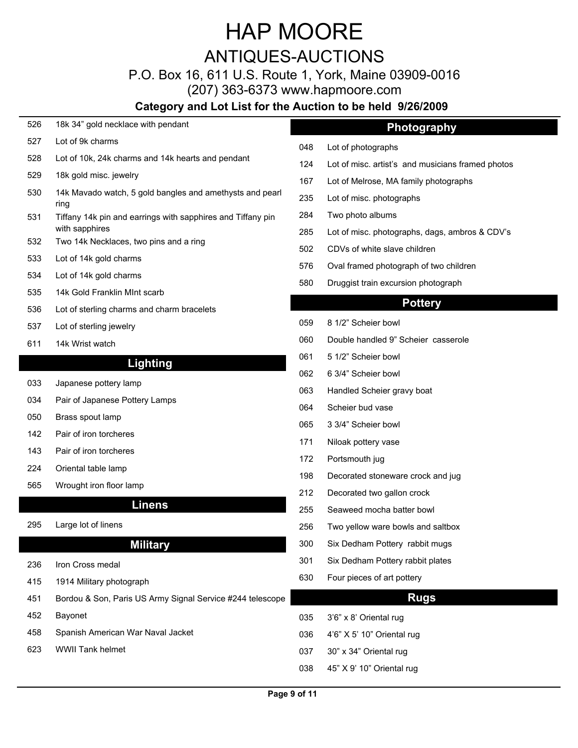# HAP MOORE

## ANTIQUES-AUCTIONS

P.O. Box 16, 611 U.S. Route 1, York, Maine 03909-0016

(207) 363-6373 www.hapmoore.com

**Category and Lot List for the Auction to be held 9/26/2009**

526 18k 34" gold necklace with pendant

527 Lot of 9k charms

528 Lot of 10k, 24k charms and 14k hearts and pendant

529 18k gold misc. jewelry

530 14k Mavado watch, 5 gold bangles and amethysts and pearl ring

531 Tiffany 14k pin and earrings with sapphires and Tiffany pin with sapphires

532 Two 14k Necklaces, two pins and a ring

533 Lot of 14k gold charms

534 Lot of 14k gold charms

535 14k Gold Franklin MInt scarb

536 Lot of sterling charms and charm bracelets

537 Lot of sterling jewelry

611 14k Wrist watch

## Lighting

033 Japanese pottery lamp

034 Pair of Japanese Pottery Lamps

050 Brass spout lamp

142 Pair of iron torcheres

143 Pair of iron torcheres

224 Oriental table lamp

565 Wrought iron floor lamp

## Linens

295 Large lot of linens

## Military

236 Iron Cross medal

415 1914 Military photograph

451 Bordou & Son, Paris US Army Signal Service #244 telescope

452 Bayonet

458 Spanish American War Naval Jacket

623 WWII Tank helmet

## Photography

048 Lot of photographs

124 Lot of misc. artist's and musicians framed photos

167 Lot of Melrose, MA family photographs

235 Lot of misc. photographs

284 Two photo albums

285 Lot of misc. photographs, dags, ambros & CDV's

502 CDVs of white slave children

576 Oval framed photograph of two children

580 Druggist train excursion photograph

## Pottery

059 8 1/2" Scheier bowl

060 Double handled 9" Scheier casserole

061 5 1/2" Scheier bowl

062 6 3/4" Scheier bowl

063 Handled Scheier gravy boat

064 Scheier bud vase

065 3 3/4" Scheier bowl

171 Niloak pottery vase

172 Portsmouth jug

198 Decorated stoneware crock and jug

212 Decorated two gallon crock

255 Seaweed mocha batter bowl

256 Two yellow ware bowls and saltbox

300 Six Dedham Pottery rabbit mugs

301 Six Dedham Pottery rabbit plates

630 Four pieces of art pottery

## Rugs

035 3'6" x 8' Oriental rug

036 4'6" X 5' 10" Oriental rug

037 30" x 34" Oriental rug

038 45" X 9' 10" Oriental rug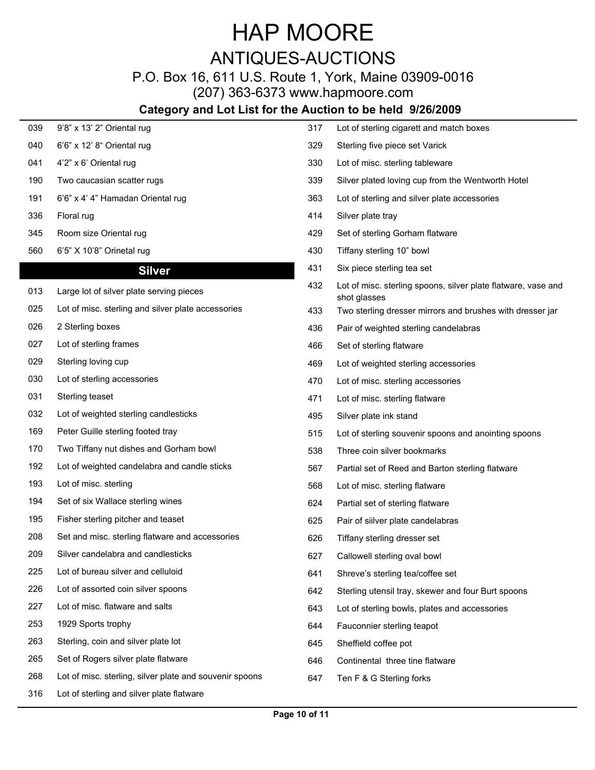# HAP MOORE

## ANTIQUES-AUCTIONS

P.O. Box 16, 611 U.S. Route 1, York, Maine 03909-0016

(207) 363-6373 www.hapmoore.com

**Category and Lot List for the Auction to be held 9/26/2009**

| Lot | Description |
|---|---|
| 039 | 9'8" x 13' 2" Oriental rug |
| 040 | 6'6" x 12' 8" Oriental rug |
| 041 | 4'2" x 6' Oriental rug |
| 190 | Two caucasian scatter rugs |
| 191 | 6'6" x 4' 4" Hamadan Oriental rug |
| 336 | Floral rug |
| 345 | Room size Oriental rug |
| 560 | 6'5" X 10'8" Orinetal rug |

## Silver

| Lot | Description |
|---|---|
| 013 | Large lot of silver plate serving pieces |
| 025 | Lot of misc. sterling and silver plate accessories |
| 026 | 2 Sterling boxes |
| 027 | Lot of sterling frames |
| 029 | Sterling loving cup |
| 030 | Lot of sterling accessories |
| 031 | Sterling teaset |
| 032 | Lot of weighted sterling candlesticks |
| 169 | Peter Guille sterling footed tray |
| 170 | Two Tiffany nut dishes and Gorham bowl |
| 192 | Lot of weighted candelabra and candle sticks |
| 193 | Lot of misc. sterling |
| 194 | Set of six Wallace sterling wines |
| 195 | Fisher sterling pitcher and teaset |
| 208 | Set and misc. sterling flatware and accessories |
| 209 | Silver candelabra and candlesticks |
| 225 | Lot of bureau silver and celluloid |
| 226 | Lot of assorted coin silver spoons |
| 227 | Lot of misc. flatware and salts |
| 253 | 1929 Sports trophy |
| 263 | Sterling, coin and silver plate lot |
| 265 | Set of Rogers silver plate flatware |
| 268 | Lot of misc. sterling, silver plate and souvenir spoons |
| 316 | Lot of sterling and silver plate flatware |
| 317 | Lot of sterling cigarett and match boxes |
| 329 | Sterling five piece set Varick |
| 330 | Lot of misc. sterling tableware |
| 339 | Silver plated loving cup from the Wentworth Hotel |
| 363 | Lot of sterling and silver plate accessories |
| 414 | Silver plate tray |
| 429 | Set of sterling Gorham flatware |
| 430 | Tiffany sterling 10" bowl |
| 431 | Six piece sterling tea set |
| 432 | Lot of misc. sterling spoons, silver plate flatware, vase and shot glasses |
| 433 | Two sterling dresser mirrors and brushes with dresser jar |
| 436 | Pair of weighted sterling candelabras |
| 466 | Set of sterling flatware |
| 469 | Lot of weighted sterling accessories |
| 470 | Lot of misc. sterling accessories |
| 471 | Lot of misc. sterling flatware |
| 495 | Silver plate ink stand |
| 515 | Lot of sterling souvenir spoons and anointing spoons |
| 538 | Three coin silver bookmarks |
| 567 | Partial set of Reed and Barton sterling flatware |
| 568 | Lot of misc. sterling flatware |
| 624 | Partial set of sterling flatware |
| 625 | Pair of siilver plate candelabras |
| 626 | Tiffany sterling dresser set |
| 627 | Callowell sterling oval bowl |
| 641 | Shreve's sterling tea/coffee set |
| 642 | Sterling utensil tray, skewer and four Burt spoons |
| 643 | Lot of sterling bowls, plates and accessories |
| 644 | Fauconnier sterling teapot |
| 645 | Sheffield coffee pot |
| 646 | Continental three tine flatware |
| 647 | Ten F & G Sterling forks |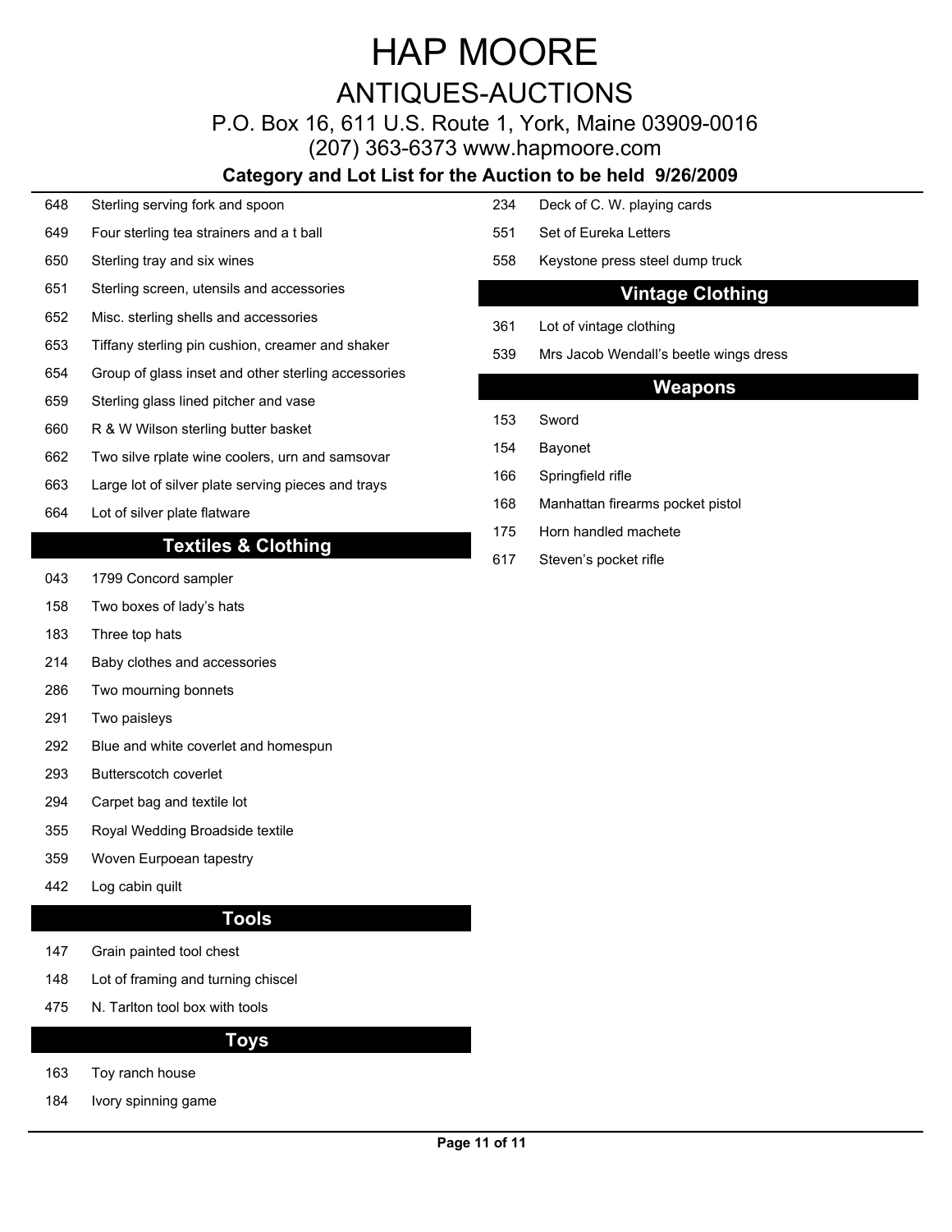# HAP MOORE

## ANTIQUES-AUCTIONS

P.O. Box 16, 611 U.S. Route 1, York, Maine 03909-0016

(207) 363-6373 www.hapmoore.com

**Category and Lot List for the Auction to be held 9/26/2009**

| | |
|---|---|
| 648 | Sterling serving fork and spoon |
| 649 | Four sterling tea strainers and a t ball |
| 650 | Sterling tray and six wines |
| 651 | Sterling screen, utensils and accessories |
| 652 | Misc. sterling shells and accessories |
| 653 | Tiffany sterling pin cushion, creamer and shaker |
| 654 | Group of glass inset and other sterling accessories |
| 659 | Sterling glass lined pitcher and vase |
| 660 | R & W Wilson sterling butter basket |
| 662 | Two silve rplate wine coolers, urn and samsovar |
| 663 | Large lot of silver plate serving pieces and trays |
| 664 | Lot of silver plate flatware |

## Textiles & Clothing

| | |
|---|---|
| 043 | 1799 Concord sampler |
| 158 | Two boxes of lady's hats |
| 183 | Three top hats |
| 214 | Baby clothes and accessories |
| 286 | Two mourning bonnets |
| 291 | Two paisleys |
| 292 | Blue and white coverlet and homespun |
| 293 | Butterscotch coverlet |
| 294 | Carpet bag and textile lot |
| 355 | Royal Wedding Broadside textile |
| 359 | Woven Eurpoean tapestry |
| 442 | Log cabin quilt |

## Tools

| | |
|---|---|
| 147 | Grain painted tool chest |
| 148 | Lot of framing and turning chiscel |
| 475 | N. Tarlton tool box with tools |

## Toys

| | |
|---|---|
| 163 | Toy ranch house |
| 184 | Ivory spinning game |
| 234 | Deck of C. W. playing cards |
| 551 | Set of Eureka Letters |
| 558 | Keystone press steel dump truck |

## Vintage Clothing

| | |
|---|---|
| 361 | Lot of vintage clothing |
| 539 | Mrs Jacob Wendall's beetle wings dress |

## Weapons

| | |
|---|---|
| 153 | Sword |
| 154 | Bayonet |
| 166 | Springfield rifle |
| 168 | Manhattan firearms pocket pistol |
| 175 | Horn handled machete |
| 617 | Steven's pocket rifle |